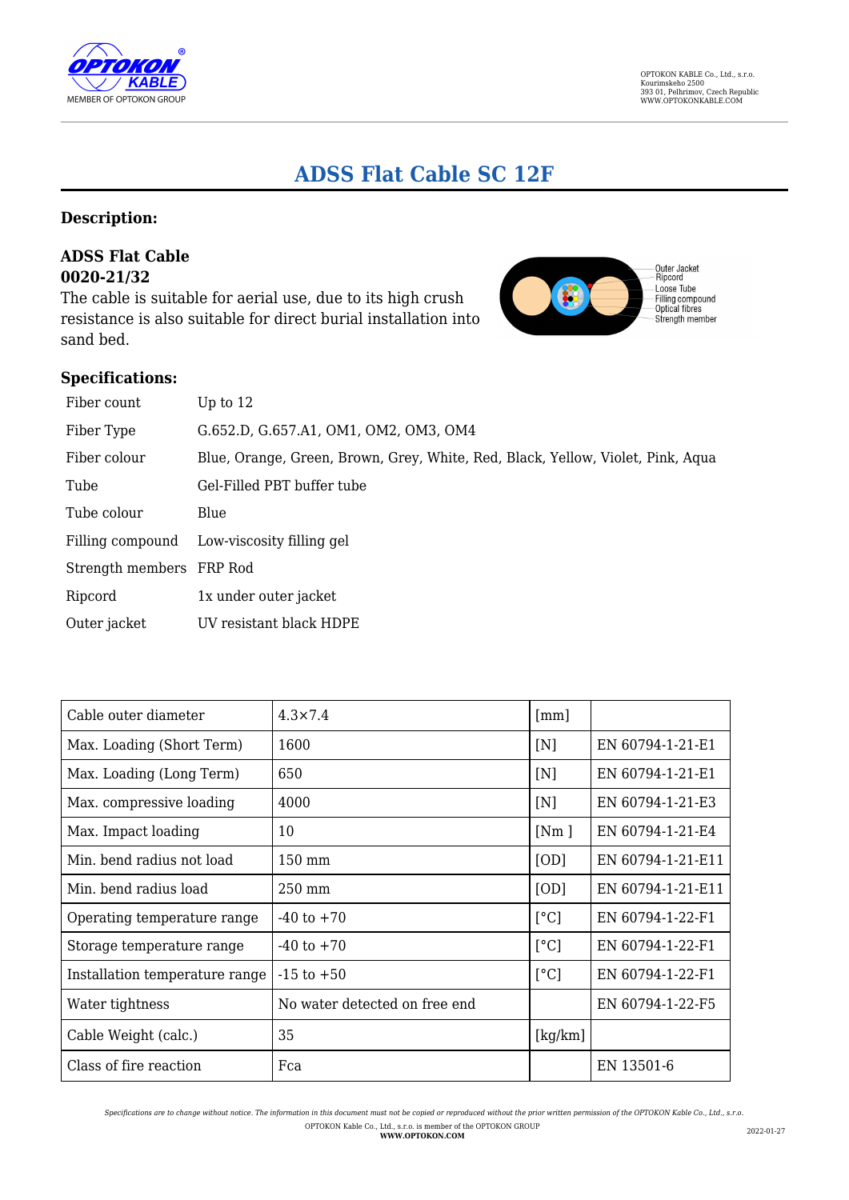# ADSS Flat Cable SC 12F

## Description:

### ADSS Flat Cable 0020-21/32

The cable is suitable for aerial use, due to its high crush resistance is also suitable for direct burial installation into sand bed.

Outer Jacket
Ripcord
Loose Tube
Filling compound
Optical fibres
Strength member

## Specifications:

| | |
|---|---|
| Fiber count | Up to 12 |
| Fiber Type | G.652.D, G.657.A1, OM1, OM2, OM3, OM4 |
| Fiber colour | Blue, Orange, Green, Brown, Grey, White, Red, Black, Yellow, Violet, Pink, Aqua |
| Tube | Gel-Filled PBT buffer tube |
| Tube colour | Blue |
| Filling compound | Low-viscosity filling gel |
| Strength members | FRP Rod |
| Ripcord | 1x under outer jacket |
| Outer jacket | UV resistant black HDPE |

| | | | |
|---|---|---|---|
| Cable outer diameter | 4.3×7.4 | [mm] | |
| Max. Loading (Short Term) | 1600 | [N] | EN 60794-1-21-E1 |
| Max. Loading (Long Term) | 650 | [N] | EN 60794-1-21-E1 |
| Max. compressive loading | 4000 | [N] | EN 60794-1-21-E3 |
| Max. Impact loading | 10 | [Nm ] | EN 60794-1-21-E4 |
| Min. bend radius not load | 150 mm | [OD] | EN 60794-1-21-E11 |
| Min. bend radius load | 250 mm | [OD] | EN 60794-1-21-E11 |
| Operating temperature range | -40 to +70 | [°C] | EN 60794-1-22-F1 |
| Storage temperature range | -40 to +70 | [°C] | EN 60794-1-22-F1 |
| Installation temperature range | -15 to +50 | [°C] | EN 60794-1-22-F1 |
| Water tightness | No water detected on free end | | EN 60794-1-22-F5 |
| Cable Weight (calc.) | 35 | [kg/km] | |
| Class of fire reaction | Fca | | EN 13501-6 |

*Specifications are to change without notice. The information in this document must not be copied or reproduced without the prior written permission of the OPTOKON Kable Co., Ltd., s.r.o.*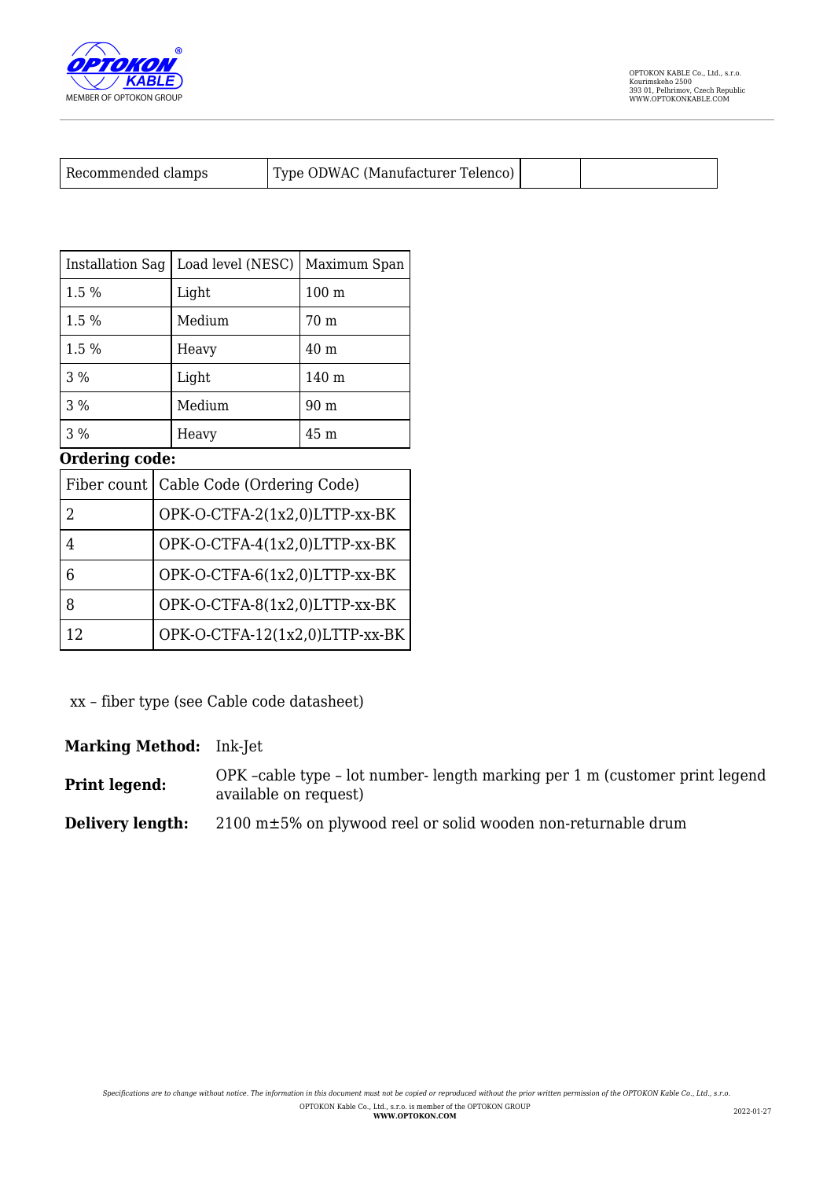| | | | |
|---|---|---|---|
| Recommended clamps | Type ODWAC (Manufacturer Telenco) | | |

| Installation Sag | Load level (NESC) | Maximum Span |
|---|---|---|
| 1.5 % | Light | 100 m |
| 1.5 % | Medium | 70 m |
| 1.5 % | Heavy | 40 m |
| 3 % | Light | 140 m |
| 3 % | Medium | 90 m |
| 3 % | Heavy | 45 m |

**Ordering code:**

| Fiber count | Cable Code (Ordering Code) |
|---|---|
| 2 | OPK-O-CTFA-2(1x2,0)LTTP-xx-BK |
| 4 | OPK-O-CTFA-4(1x2,0)LTTP-xx-BK |
| 6 | OPK-O-CTFA-6(1x2,0)LTTP-xx-BK |
| 8 | OPK-O-CTFA-8(1x2,0)LTTP-xx-BK |
| 12 | OPK-O-CTFA-12(1x2,0)LTTP-xx-BK |

xx – fiber type (see Cable code datasheet)

**Marking Method:** Ink-Jet

**Print legend:** OPK –cable type – lot number- length marking per 1 m (customer print legend available on request)

**Delivery length:** 2100 m±5% on plywood reel or solid wooden non-returnable drum

*Specifications are to change without notice. The information in this document must not be copied or reproduced without the prior written permission of the OPTOKON Kable Co., Ltd., s.r.o.*